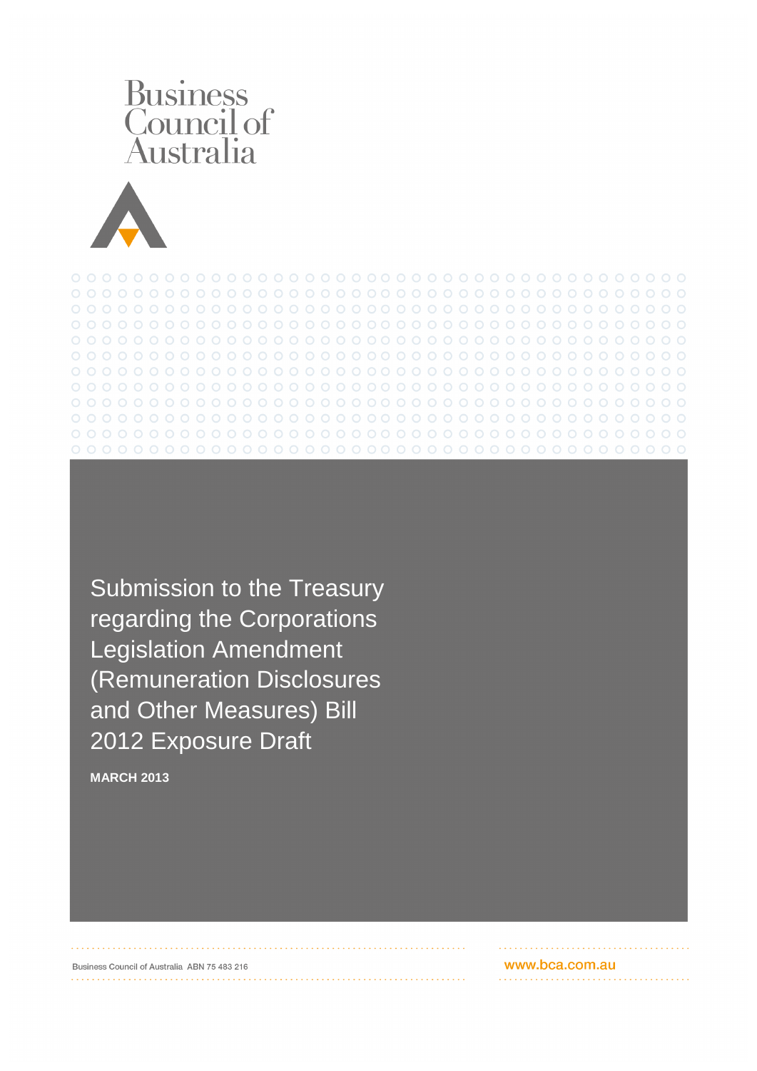Business Council of Australia

# Submission to the Treasury regarding the Corporations Legislation Amendment (Remuneration Disclosures and Other Measures) Bill 2012 Exposure Draft

**MARCH 2013**

Business Council of Australia ABN 75 483 216

www.bca.com.au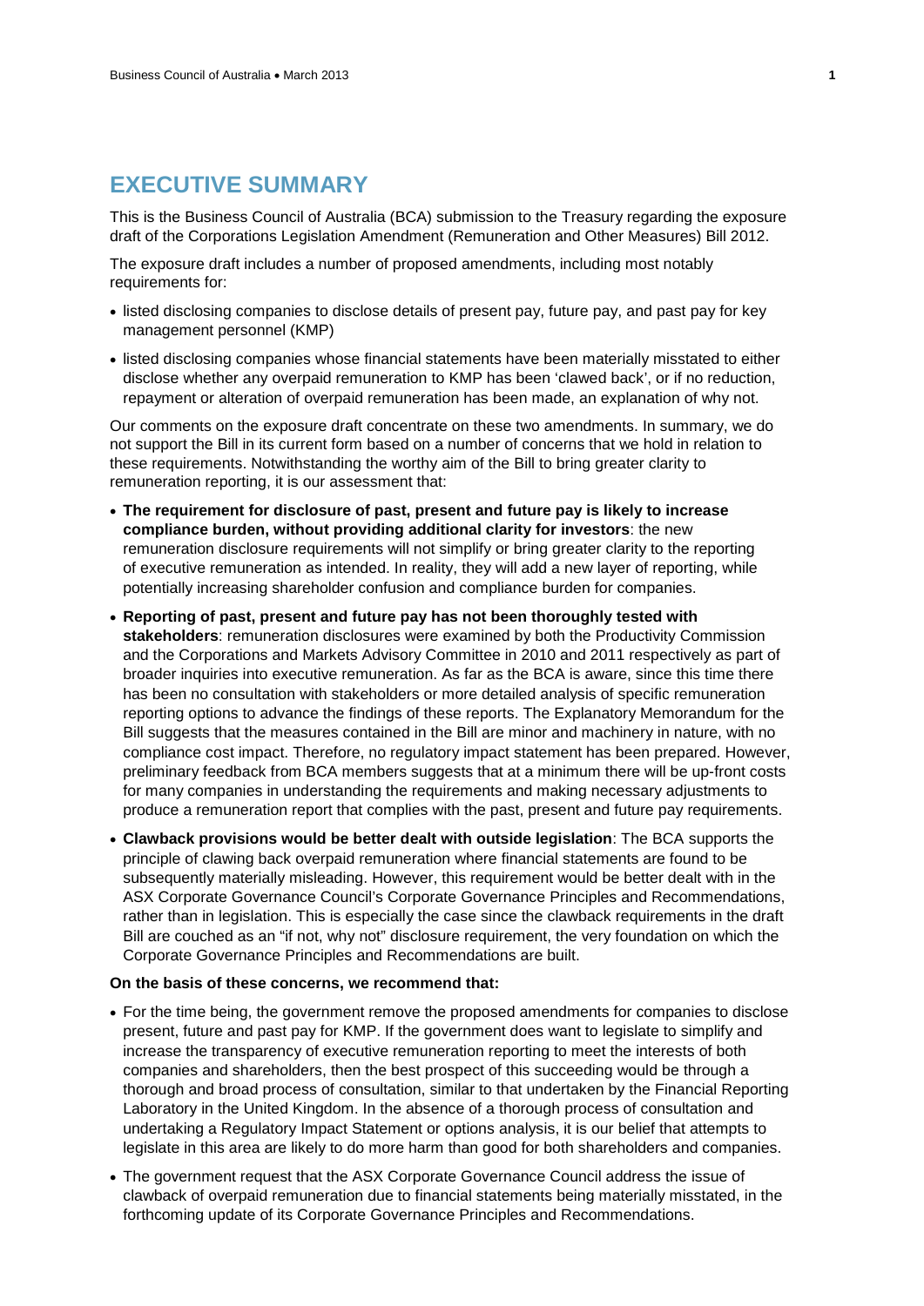# EXECUTIVE SUMMARY

This is the Business Council of Australia (BCA) submission to the Treasury regarding the exposure draft of the Corporations Legislation Amendment (Remuneration and Other Measures) Bill 2012.

The exposure draft includes a number of proposed amendments, including most notably requirements for:

- listed disclosing companies to disclose details of present pay, future pay, and past pay for key management personnel (KMP)
- listed disclosing companies whose financial statements have been materially misstated to either disclose whether any overpaid remuneration to KMP has been 'clawed back', or if no reduction, repayment or alteration of overpaid remuneration has been made, an explanation of why not.

Our comments on the exposure draft concentrate on these two amendments. In summary, we do not support the Bill in its current form based on a number of concerns that we hold in relation to these requirements. Notwithstanding the worthy aim of the Bill to bring greater clarity to remuneration reporting, it is our assessment that:

- **The requirement for disclosure of past, present and future pay is likely to increase compliance burden, without providing additional clarity for investors**: the new remuneration disclosure requirements will not simplify or bring greater clarity to the reporting of executive remuneration as intended. In reality, they will add a new layer of reporting, while potentially increasing shareholder confusion and compliance burden for companies.
- **Reporting of past, present and future pay has not been thoroughly tested with stakeholders**: remuneration disclosures were examined by both the Productivity Commission and the Corporations and Markets Advisory Committee in 2010 and 2011 respectively as part of broader inquiries into executive remuneration. As far as the BCA is aware, since this time there has been no consultation with stakeholders or more detailed analysis of specific remuneration reporting options to advance the findings of these reports. The Explanatory Memorandum for the Bill suggests that the measures contained in the Bill are minor and machinery in nature, with no compliance cost impact. Therefore, no regulatory impact statement has been prepared. However, preliminary feedback from BCA members suggests that at a minimum there will be up-front costs for many companies in understanding the requirements and making necessary adjustments to produce a remuneration report that complies with the past, present and future pay requirements.
- **Clawback provisions would be better dealt with outside legislation**: The BCA supports the principle of clawing back overpaid remuneration where financial statements are found to be subsequently materially misleading. However, this requirement would be better dealt with in the ASX Corporate Governance Council's Corporate Governance Principles and Recommendations, rather than in legislation. This is especially the case since the clawback requirements in the draft Bill are couched as an "if not, why not" disclosure requirement, the very foundation on which the Corporate Governance Principles and Recommendations are built.

**On the basis of these concerns, we recommend that:**

- For the time being, the government remove the proposed amendments for companies to disclose present, future and past pay for KMP. If the government does want to legislate to simplify and increase the transparency of executive remuneration reporting to meet the interests of both companies and shareholders, then the best prospect of this succeeding would be through a thorough and broad process of consultation, similar to that undertaken by the Financial Reporting Laboratory in the United Kingdom. In the absence of a thorough process of consultation and undertaking a Regulatory Impact Statement or options analysis, it is our belief that attempts to legislate in this area are likely to do more harm than good for both shareholders and companies.
- The government request that the ASX Corporate Governance Council address the issue of clawback of overpaid remuneration due to financial statements being materially misstated, in the forthcoming update of its Corporate Governance Principles and Recommendations.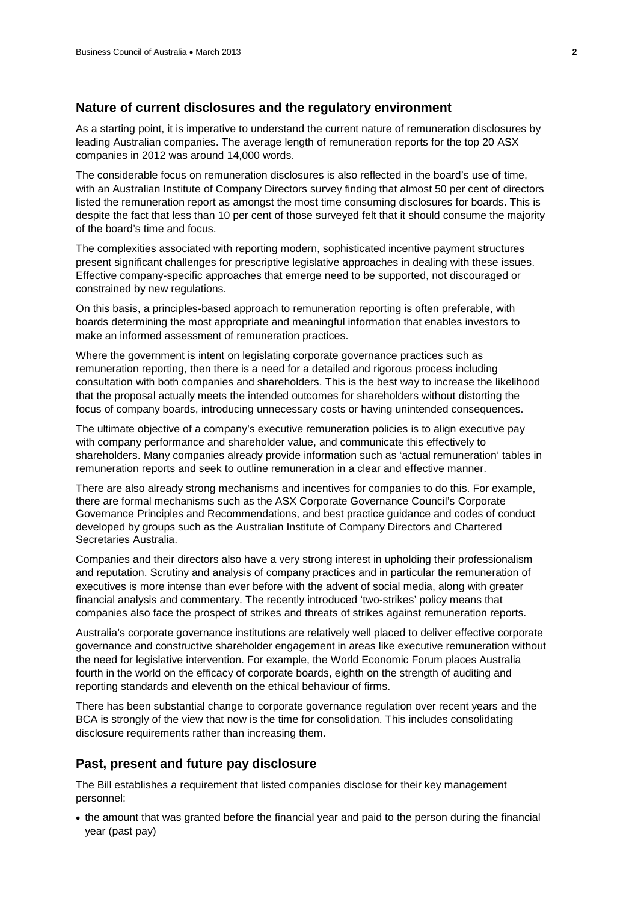## Nature of current disclosures and the regulatory environment

As a starting point, it is imperative to understand the current nature of remuneration disclosures by leading Australian companies. The average length of remuneration reports for the top 20 ASX companies in 2012 was around 14,000 words.

The considerable focus on remuneration disclosures is also reflected in the board's use of time, with an Australian Institute of Company Directors survey finding that almost 50 per cent of directors listed the remuneration report as amongst the most time consuming disclosures for boards. This is despite the fact that less than 10 per cent of those surveyed felt that it should consume the majority of the board's time and focus.

The complexities associated with reporting modern, sophisticated incentive payment structures present significant challenges for prescriptive legislative approaches in dealing with these issues. Effective company-specific approaches that emerge need to be supported, not discouraged or constrained by new regulations.

On this basis, a principles-based approach to remuneration reporting is often preferable, with boards determining the most appropriate and meaningful information that enables investors to make an informed assessment of remuneration practices.

Where the government is intent on legislating corporate governance practices such as remuneration reporting, then there is a need for a detailed and rigorous process including consultation with both companies and shareholders. This is the best way to increase the likelihood that the proposal actually meets the intended outcomes for shareholders without distorting the focus of company boards, introducing unnecessary costs or having unintended consequences.

The ultimate objective of a company's executive remuneration policies is to align executive pay with company performance and shareholder value, and communicate this effectively to shareholders. Many companies already provide information such as 'actual remuneration' tables in remuneration reports and seek to outline remuneration in a clear and effective manner.

There are also already strong mechanisms and incentives for companies to do this. For example, there are formal mechanisms such as the ASX Corporate Governance Council's Corporate Governance Principles and Recommendations, and best practice guidance and codes of conduct developed by groups such as the Australian Institute of Company Directors and Chartered Secretaries Australia.

Companies and their directors also have a very strong interest in upholding their professionalism and reputation. Scrutiny and analysis of company practices and in particular the remuneration of executives is more intense than ever before with the advent of social media, along with greater financial analysis and commentary. The recently introduced 'two-strikes' policy means that companies also face the prospect of strikes and threats of strikes against remuneration reports.

Australia's corporate governance institutions are relatively well placed to deliver effective corporate governance and constructive shareholder engagement in areas like executive remuneration without the need for legislative intervention. For example, the World Economic Forum places Australia fourth in the world on the efficacy of corporate boards, eighth on the strength of auditing and reporting standards and eleventh on the ethical behaviour of firms.

There has been substantial change to corporate governance regulation over recent years and the BCA is strongly of the view that now is the time for consolidation. This includes consolidating disclosure requirements rather than increasing them.

## Past, present and future pay disclosure

The Bill establishes a requirement that listed companies disclose for their key management personnel:

- the amount that was granted before the financial year and paid to the person during the financial year (past pay)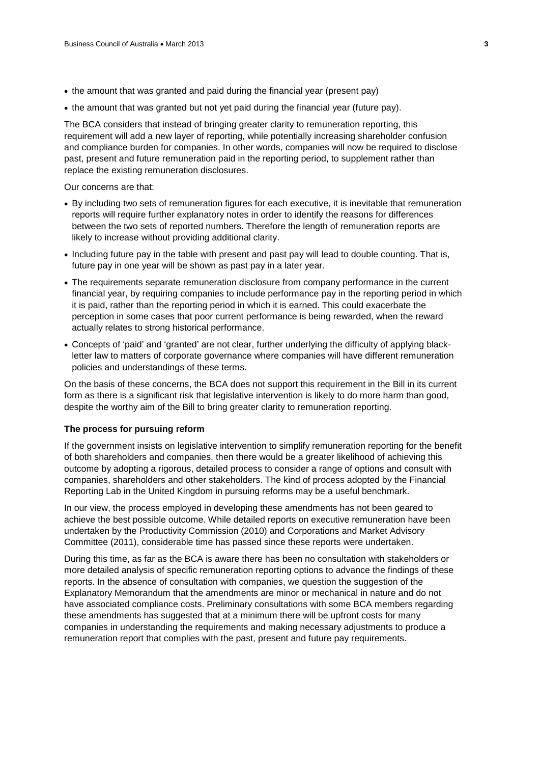- the amount that was granted and paid during the financial year (present pay)
- the amount that was granted but not yet paid during the financial year (future pay).

The BCA considers that instead of bringing greater clarity to remuneration reporting, this requirement will add a new layer of reporting, while potentially increasing shareholder confusion and compliance burden for companies. In other words, companies will now be required to disclose past, present and future remuneration paid in the reporting period, to supplement rather than replace the existing remuneration disclosures.

Our concerns are that:

- By including two sets of remuneration figures for each executive, it is inevitable that remuneration reports will require further explanatory notes in order to identify the reasons for differences between the two sets of reported numbers. Therefore the length of remuneration reports are likely to increase without providing additional clarity.
- Including future pay in the table with present and past pay will lead to double counting. That is, future pay in one year will be shown as past pay in a later year.
- The requirements separate remuneration disclosure from company performance in the current financial year, by requiring companies to include performance pay in the reporting period in which it is paid, rather than the reporting period in which it is earned. This could exacerbate the perception in some cases that poor current performance is being rewarded, when the reward actually relates to strong historical performance.
- Concepts of 'paid' and 'granted' are not clear, further underlying the difficulty of applying black-letter law to matters of corporate governance where companies will have different remuneration policies and understandings of these terms.

On the basis of these concerns, the BCA does not support this requirement in the Bill in its current form as there is a significant risk that legislative intervention is likely to do more harm than good, despite the worthy aim of the Bill to bring greater clarity to remuneration reporting.

**The process for pursuing reform**

If the government insists on legislative intervention to simplify remuneration reporting for the benefit of both shareholders and companies, then there would be a greater likelihood of achieving this outcome by adopting a rigorous, detailed process to consider a range of options and consult with companies, shareholders and other stakeholders. The kind of process adopted by the Financial Reporting Lab in the United Kingdom in pursuing reforms may be a useful benchmark.

In our view, the process employed in developing these amendments has not been geared to achieve the best possible outcome. While detailed reports on executive remuneration have been undertaken by the Productivity Commission (2010) and Corporations and Market Advisory Committee (2011), considerable time has passed since these reports were undertaken.

During this time, as far as the BCA is aware there has been no consultation with stakeholders or more detailed analysis of specific remuneration reporting options to advance the findings of these reports. In the absence of consultation with companies, we question the suggestion of the Explanatory Memorandum that the amendments are minor or mechanical in nature and do not have associated compliance costs. Preliminary consultations with some BCA members regarding these amendments has suggested that at a minimum there will be upfront costs for many companies in understanding the requirements and making necessary adjustments to produce a remuneration report that complies with the past, present and future pay requirements.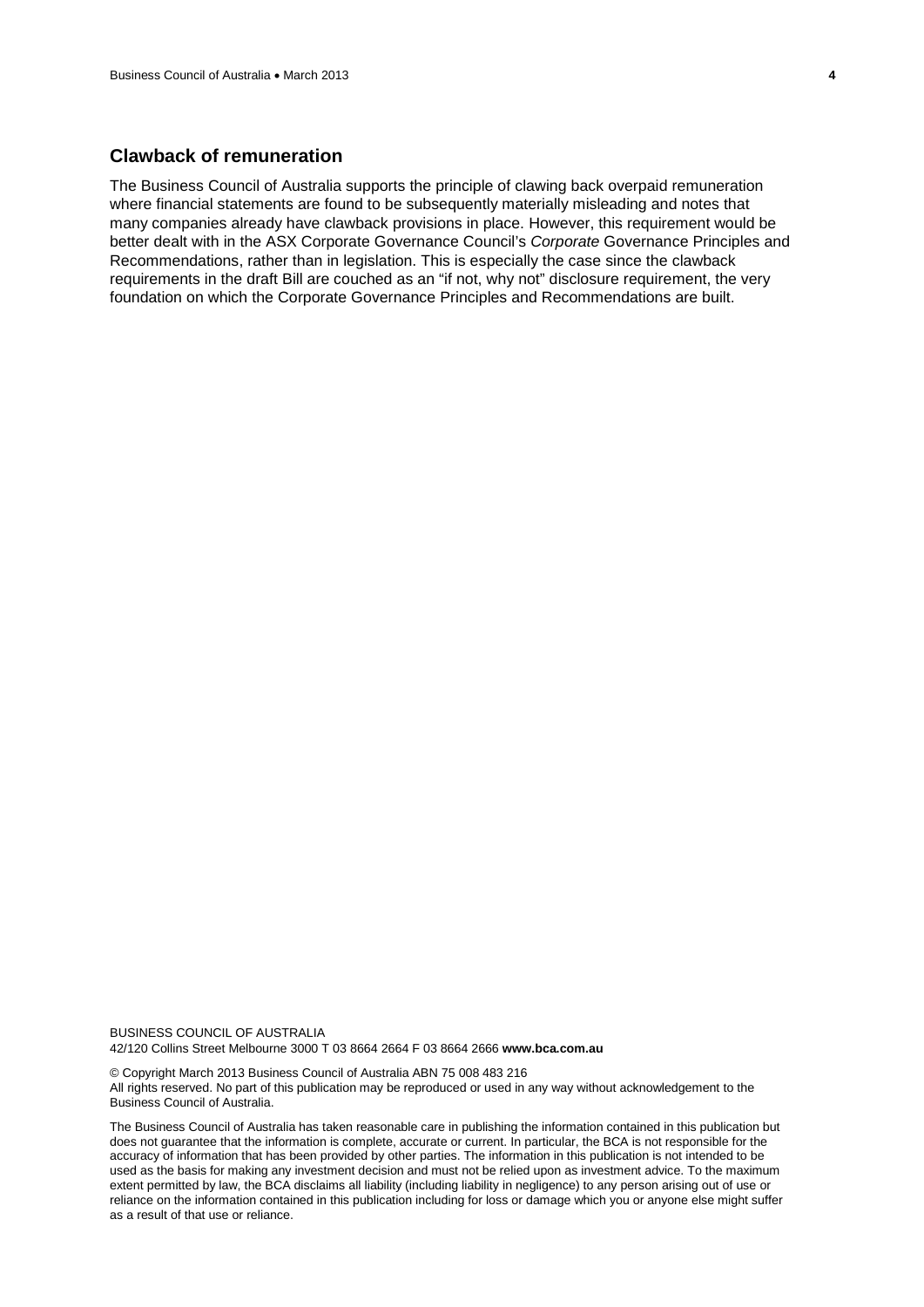## Clawback of remuneration

The Business Council of Australia supports the principle of clawing back overpaid remuneration where financial statements are found to be subsequently materially misleading and notes that many companies already have clawback provisions in place. However, this requirement would be better dealt with in the ASX Corporate Governance Council's *Corporate* Governance Principles and Recommendations, rather than in legislation. This is especially the case since the clawback requirements in the draft Bill are couched as an "if not, why not" disclosure requirement, the very foundation on which the Corporate Governance Principles and Recommendations are built.

BUSINESS COUNCIL OF AUSTRALIA
42/120 Collins Street Melbourne 3000 T 03 8664 2664 F 03 8664 2666 **www.bca.com.au**

© Copyright March 2013 Business Council of Australia ABN 75 008 483 216
All rights reserved. No part of this publication may be reproduced or used in any way without acknowledgement to the Business Council of Australia.

The Business Council of Australia has taken reasonable care in publishing the information contained in this publication but does not guarantee that the information is complete, accurate or current. In particular, the BCA is not responsible for the accuracy of information that has been provided by other parties. The information in this publication is not intended to be used as the basis for making any investment decision and must not be relied upon as investment advice. To the maximum extent permitted by law, the BCA disclaims all liability (including liability in negligence) to any person arising out of use or reliance on the information contained in this publication including for loss or damage which you or anyone else might suffer as a result of that use or reliance.